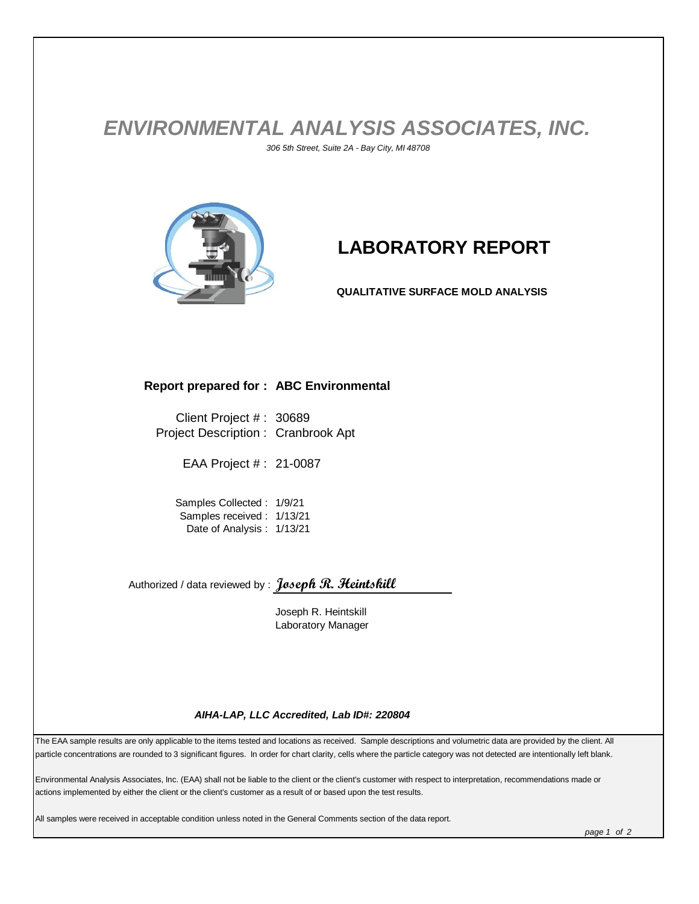# *ENVIRONMENTAL ANALYSIS ASSOCIATES, INC.*

*306 5th Street, Suite 2A - Bay City, MI 48708*

## LABORATORY REPORT

**QUALITATIVE SURFACE MOLD ANALYSIS**

**Report prepared for : ABC Environmental**

Client Project # : 30689
Project Description : Cranbrook Apt

EAA Project # : 21-0087

Samples Collected : 1/9/21
Samples received : 1/13/21
Date of Analysis : 1/13/21

Authorized / data reviewed by : *Joseph R. Heintskill*

Joseph R. Heintskill
Laboratory Manager

***AIHA-LAP, LLC Accredited, Lab ID#: 220804***

The EAA sample results are only applicable to the items tested and locations as received. Sample descriptions and volumetric data are provided by the client. All particle concentrations are rounded to 3 significant figures. In order for chart clarity, cells where the particle category was not detected are intentionally left blank.

Environmental Analysis Associates, Inc. (EAA) shall not be liable to the client or the client's customer with respect to interpretation, recommendations made or actions implemented by either the client or the client's customer as a result of or based upon the test results.

All samples were received in acceptable condition unless noted in the General Comments section of the data report.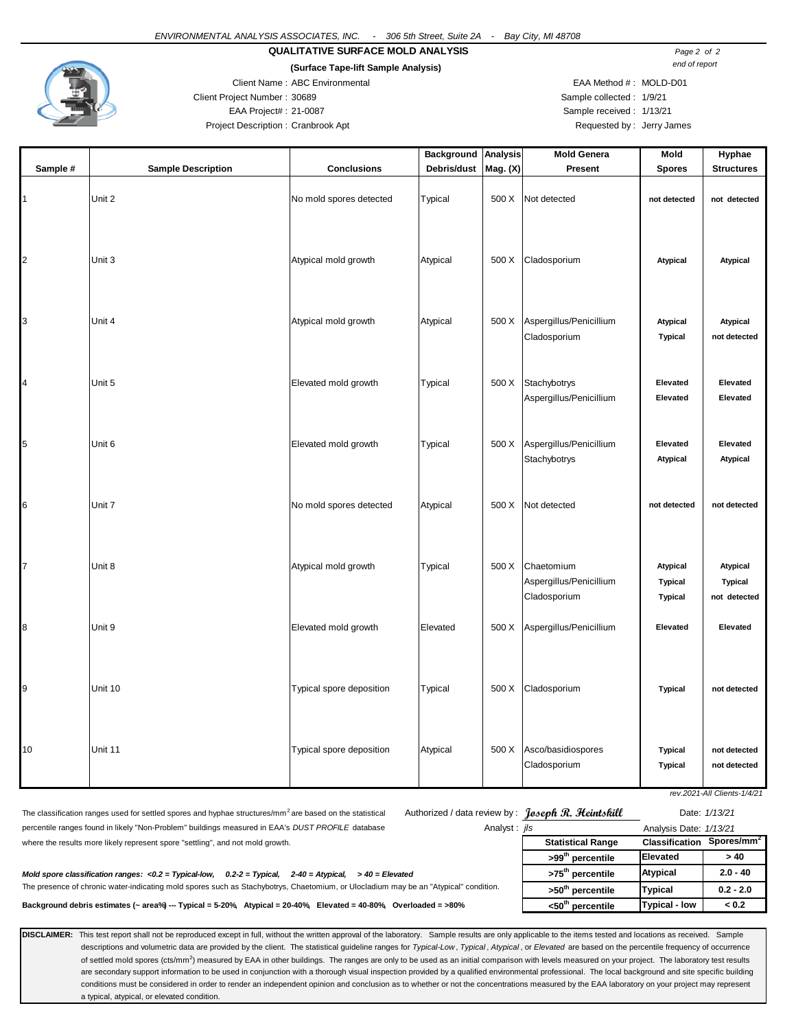ENVIRONMENTAL ANALYSIS ASSOCIATES, INC. - 306 5th Street, Suite 2A - Bay City, MI 48708

## QUALITATIVE SURFACE MOLD ANALYSIS

*end of report*

**(Surface Tape-lift Sample Analysis)**

Client Name : ABC Environmental
Client Project Number : 30689
EAA Project# : 21-0087
Project Description : Cranbrook Apt

EAA Method # : MOLD-D01
Sample collected : 1/9/21
Sample received : 1/13/21
Requested by : Jerry James

| Sample # | Sample Description | Conclusions | Background Debris/dust | Analysis Mag. (X) | Mold Genera Present | Mold Spores | Hyphae Structures |
|---|---|---|---|---|---|---|---|
| 1 | Unit 2 | No mold spores detected | Typical | 500 X | Not detected | not detected | not detected |
| 2 | Unit 3 | Atypical mold growth | Atypical | 500 X | Cladosporium | Atypical | Atypical |
| 3 | Unit 4 | Atypical mold growth | Atypical | 500 X | Aspergillus/Penicillium | Atypical | Atypical |
| | | | | | Cladosporium | Typical | not detected |
| 4 | Unit 5 | Elevated mold growth | Typical | 500 X | Stachybotrys | Elevated | Elevated |
| | | | | | Aspergillus/Penicillium | Elevated | Elevated |
| 5 | Unit 6 | Elevated mold growth | Typical | 500 X | Aspergillus/Penicillium | Elevated | Elevated |
| | | | | | Stachybotrys | Atypical | Atypical |
| 6 | Unit 7 | No mold spores detected | Atypical | 500 X | Not detected | not detected | not detected |
| 7 | Unit 8 | Atypical mold growth | Typical | 500 X | Chaetomium | Atypical | Atypical |
| | | | | | Aspergillus/Penicillium | Typical | Typical |
| | | | | | Cladosporium | Typical | not detected |
| 8 | Unit 9 | Elevated mold growth | Elevated | 500 X | Aspergillus/Penicillium | Elevated | Elevated |
| 9 | Unit 10 | Typical spore deposition | Typical | 500 X | Cladosporium | Typical | not detected |
| 10 | Unit 11 | Typical spore deposition | Atypical | 500 X | Asco/basidiospores | Typical | not detected |
| | | | | | Cladosporium | Typical | not detected |

*rev.2021-All Clients-1/4/21*

The classification ranges used for settled spores and hyphae structures/mm$^2$ are based on the statistical percentile ranges found in likely "Non-Problem" buildings measured in EAA's *DUST PROFILE* database where the results more likely represent spore "settling", and not mold growth.

Authorized / data review by : *Joseph R. Heintskill* Date: *1/13/21*

Analyst : *jls* Analysis Date: *1/13/21*

***Mold spore classification ranges: <0.2 = Typical-low, 0.2-2 = Typical, 2-40 = Atypical, > 40 = Elevated***

The presence of chronic water-indicating mold spores such as Stachybotrys, Chaetomium, or Ulocladium may be an "Atypical" condition.

**Background debris estimates (~ area%) --- Typical = 5-20%, Atypical = 20-40%, Elevated = 40-80%, Overloaded = >80%**

| Statistical Range | Classification | Spores/mm$^2$ |
|---|---|---|
| >99$^{th}$ percentile | Elevated | > 40 |
| >75$^{th}$ percentile | Atypical | 2.0 - 40 |
| >50$^{th}$ percentile | Typical | 0.2 - 2.0 |
| <50$^{th}$ percentile | Typical - low | < 0.2 |

**DISCLAIMER:** This test report shall not be reproduced except in full, without the written approval of the laboratory. Sample results are only applicable to the items tested and locations as received. Sample descriptions and volumetric data are provided by the client. The statistical guideline ranges for *Typical-Low*, *Typical*, *Atypical*, or *Elevated* are based on the percentile frequency of occurrence of settled mold spores (cts/mm$^2$) measured by EAA in other buildings. The ranges are only to be used as an initial comparison with levels measured on your project. The laboratory test results are secondary support information to be used in conjunction with a thorough visual inspection provided by a qualified environmental professional. The local background and site specific building conditions must be considered in order to render an independent opinion and conclusion as to whether or not the concentrations measured by the EAA laboratory on your project may represent a typical, atypical, or elevated condition.